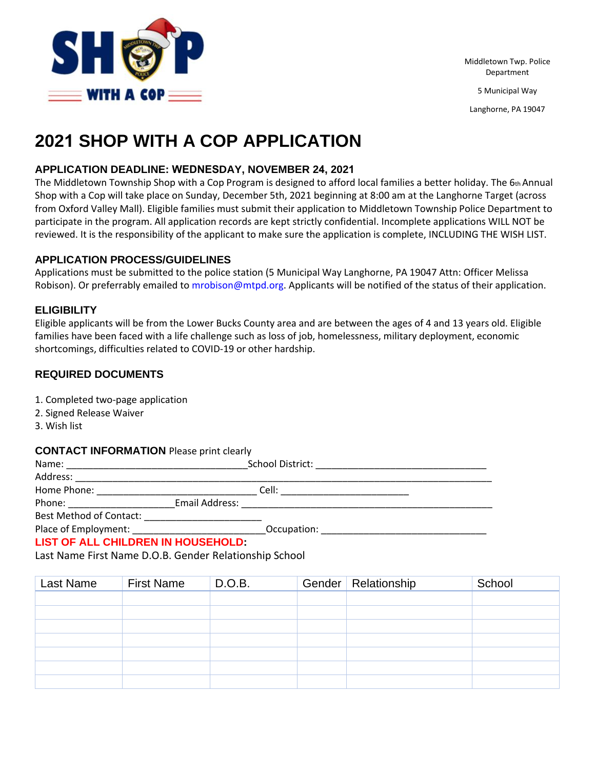SHOP WITH A COP

Middletown Twp. Police Department

5 Municipal Way

Langhorne, PA 19047

# 2021 SHOP WITH A COP APPLICATION

### APPLICATION DEADLINE: WEDNESDAY, NOVEMBER 24, 2021

The Middletown Township Shop with a Cop Program is designed to afford local families a better holiday. The 6th Annual Shop with a Cop will take place on Sunday, December 5th, 2021 beginning at 8:00 am at the Langhorne Target (across from Oxford Valley Mall). Eligible families must submit their application to Middletown Township Police Department to participate in the program. All application records are kept strictly confidential. Incomplete applications WILL NOT be reviewed. It is the responsibility of the applicant to make sure the application is complete, INCLUDING THE WISH LIST.

### APPLICATION PROCESS/GUIDELINES

Applications must be submitted to the police station (5 Municipal Way Langhorne, PA 19047 Attn: Officer Melissa Robison). Or preferrably emailed to mrobison@mtpd.org. Applicants will be notified of the status of their application.

### ELIGIBILITY

Eligible applicants will be from the Lower Bucks County area and are between the ages of 4 and 13 years old. Eligible families have been faced with a life challenge such as loss of job, homelessness, military deployment, economic shortcomings, difficulties related to COVID-19 or other hardship.

### REQUIRED DOCUMENTS

1. Completed two-page application
2. Signed Release Waiver
3. Wish list

**CONTACT INFORMATION** Please print clearly

Name: _________________________________ School District: _______________________________

Address: _________________________________________________________________________________

Home Phone: _____________________________ Cell: ________________________

Phone: ____________________ Email Address: _______________________________________________

Best Method of Contact: ______________________

Place of Employment: _________________________ Occupation: _______________________________

**LIST OF ALL CHILDREN IN HOUSEHOLD:**

Last Name First Name D.O.B. Gender Relationship School

| Last Name | First Name | D.O.B. | Gender | Relationship | School |
|---|---|---|---|---|---|
| | | | | | |
| | | | | | |
| | | | | | |
| | | | | | |
| | | | | | |
| | | | | | |
| | | | | | |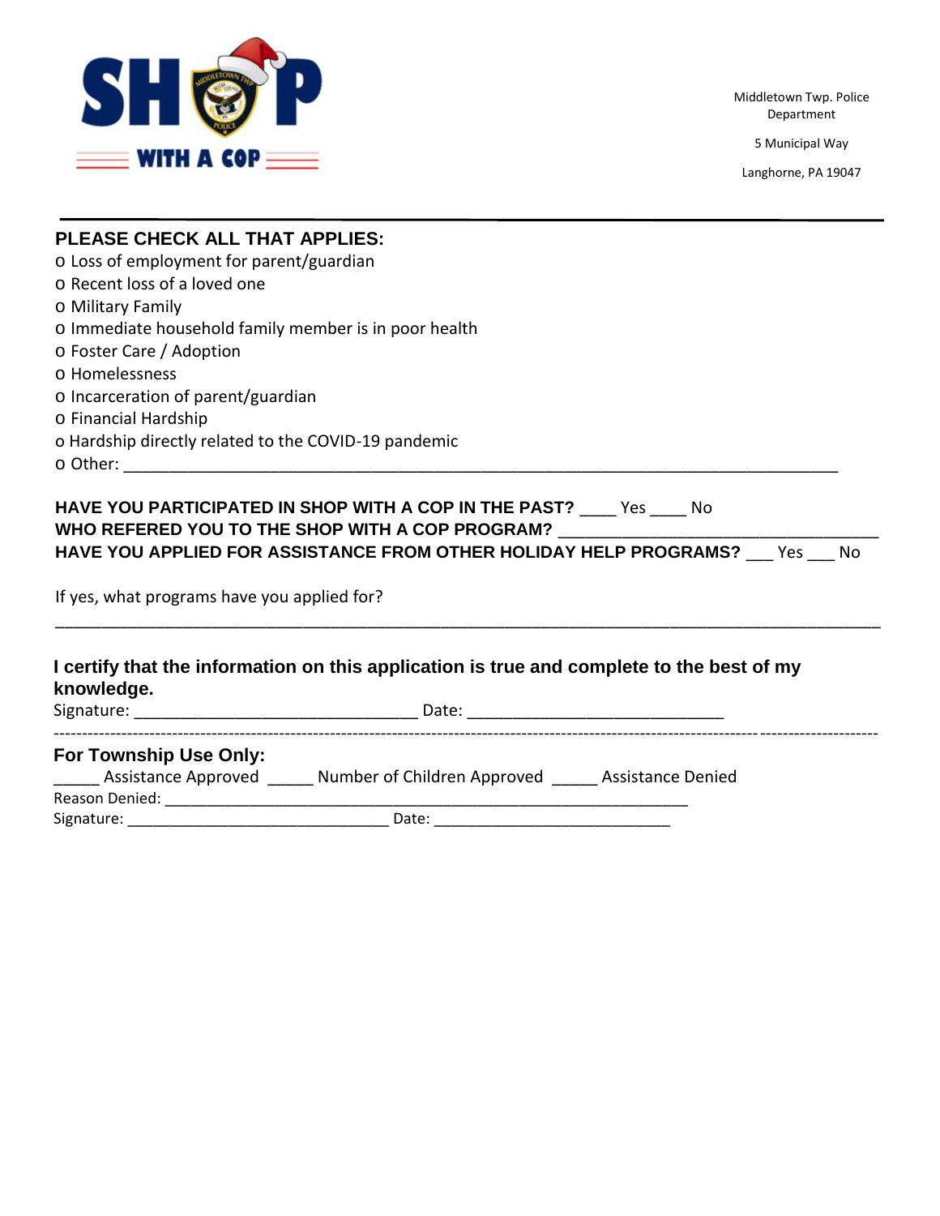Middletown Twp. Police Department

5 Municipal Way

Langhorne, PA 19047

---

## PLEASE CHECK ALL THAT APPLIES:

o Loss of employment for parent/guardian
o Recent loss of a loved one
o Military Family
o Immediate household family member is in poor health
o Foster Care / Adoption
o Homelessness
o Incarceration of parent/guardian
o Financial Hardship
o Hardship directly related to the COVID-19 pandemic
o Other: ___________________________________________________________________________

**HAVE YOU PARTICIPATED IN SHOP WITH A COP IN THE PAST?** ____ Yes ____ No
**WHO REFERED YOU TO THE SHOP WITH A COP PROGRAM?** ___________________________________
**HAVE YOU APPLIED FOR ASSISTANCE FROM OTHER HOLIDAY HELP PROGRAMS?** ___ Yes ___ No

If yes, what programs have you applied for?

_____________________________________________________________________________________

**I certify that the information on this application is true and complete to the best of my knowledge.**

Signature: ______________________________ Date: ___________________________

---

### For Township Use Only:

_____ Assistance Approved _____ Number of Children Approved _____ Assistance Denied

Reason Denied: ________________________________________________________

Signature: ____________________________ Date: _________________________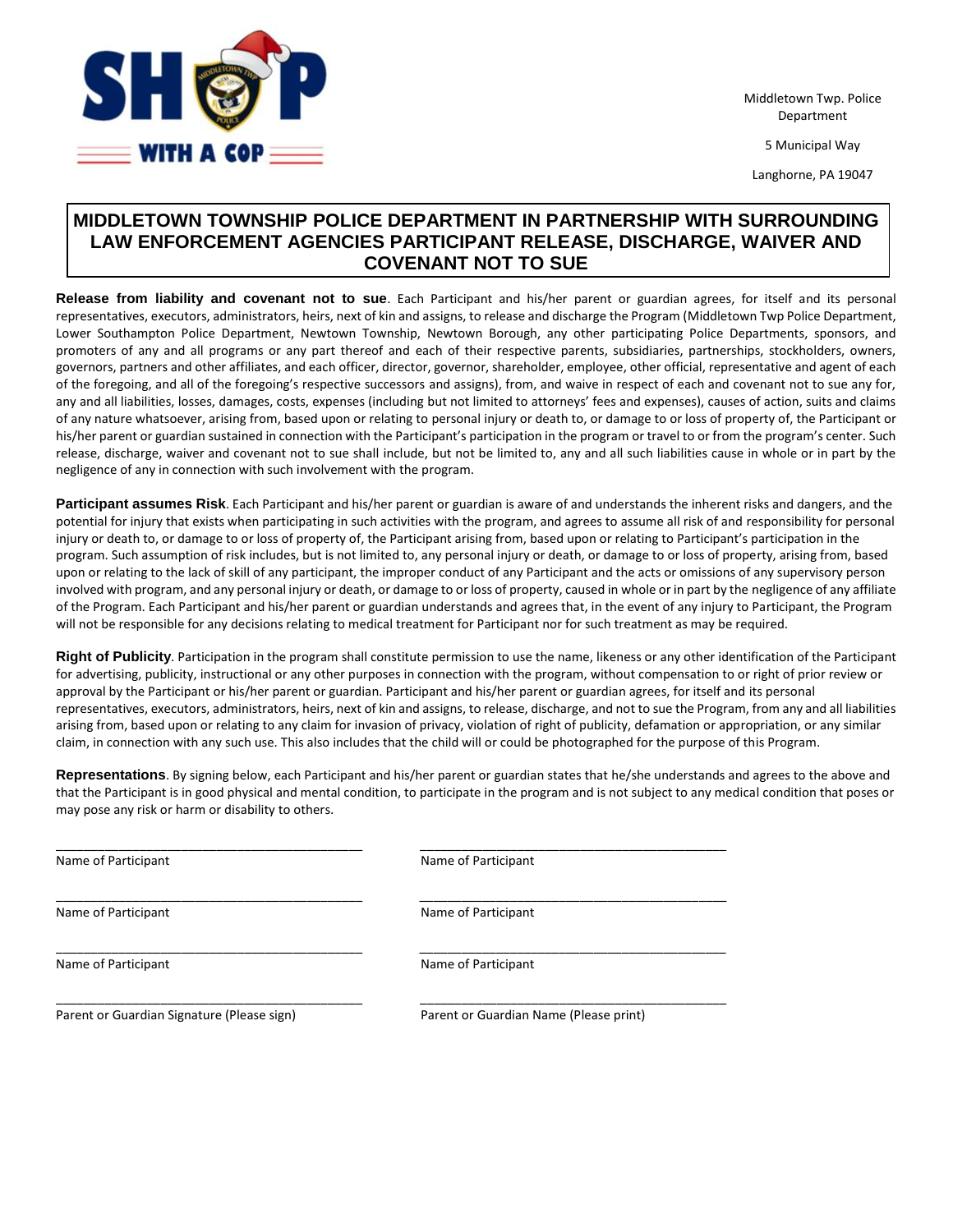SHOP WITH A COP

Middletown Twp. Police Department

5 Municipal Way

Langhorne, PA 19047

# MIDDLETOWN TOWNSHIP POLICE DEPARTMENT IN PARTNERSHIP WITH SURROUNDING LAW ENFORCEMENT AGENCIES PARTICIPANT RELEASE, DISCHARGE, WAIVER AND COVENANT NOT TO SUE

**Release from liability and covenant not to sue**. Each Participant and his/her parent or guardian agrees, for itself and its personal representatives, executors, administrators, heirs, next of kin and assigns, to release and discharge the Program (Middletown Twp Police Department, Lower Southampton Police Department, Newtown Township, Newtown Borough, any other participating Police Departments, sponsors, and promoters of any and all programs or any part thereof and each of their respective parents, subsidiaries, partnerships, stockholders, owners, governors, partners and other affiliates, and each officer, director, governor, shareholder, employee, other official, representative and agent of each of the foregoing, and all of the foregoing's respective successors and assigns), from, and waive in respect of each and covenant not to sue any for, any and all liabilities, losses, damages, costs, expenses (including but not limited to attorneys' fees and expenses), causes of action, suits and claims of any nature whatsoever, arising from, based upon or relating to personal injury or death to, or damage to or loss of property of, the Participant or his/her parent or guardian sustained in connection with the Participant's participation in the program or travel to or from the program's center. Such release, discharge, waiver and covenant not to sue shall include, but not be limited to, any and all such liabilities cause in whole or in part by the negligence of any in connection with such involvement with the program.

**Participant assumes Risk**. Each Participant and his/her parent or guardian is aware of and understands the inherent risks and dangers, and the potential for injury that exists when participating in such activities with the program, and agrees to assume all risk of and responsibility for personal injury or death to, or damage to or loss of property of, the Participant arising from, based upon or relating to Participant's participation in the program. Such assumption of risk includes, but is not limited to, any personal injury or death, or damage to or loss of property, arising from, based upon or relating to the lack of skill of any participant, the improper conduct of any Participant and the acts or omissions of any supervisory person involved with program, and any personal injury or death, or damage to or loss of property, caused in whole or in part by the negligence of any affiliate of the Program. Each Participant and his/her parent or guardian understands and agrees that, in the event of any injury to Participant, the Program will not be responsible for any decisions relating to medical treatment for Participant nor for such treatment as may be required.

**Right of Publicity**. Participation in the program shall constitute permission to use the name, likeness or any other identification of the Participant for advertising, publicity, instructional or any other purposes in connection with the program, without compensation to or right of prior review or approval by the Participant or his/her parent or guardian. Participant and his/her parent or guardian agrees, for itself and its personal representatives, executors, administrators, heirs, next of kin and assigns, to release, discharge, and not to sue the Program, from any and all liabilities arising from, based upon or relating to any claim for invasion of privacy, violation of right of publicity, defamation or appropriation, or any similar claim, in connection with any such use. This also includes that the child will or could be photographed for the purpose of this Program.

**Representations**. By signing below, each Participant and his/her parent or guardian states that he/she understands and agrees to the above and that the Participant is in good physical and mental condition, to participate in the program and is not subject to any medical condition that poses or may pose any risk or harm or disability to others.

| | |
|---|---|
| ____________________________________________ | ____________________________________________ |
| Name of Participant | Name of Participant |
| ____________________________________________ | ____________________________________________ |
| Name of Participant | Name of Participant |
| ____________________________________________ | ____________________________________________ |
| Name of Participant | Name of Participant |
| ____________________________________________ | ____________________________________________ |
| Parent or Guardian Signature (Please sign) | Parent or Guardian Name (Please print) |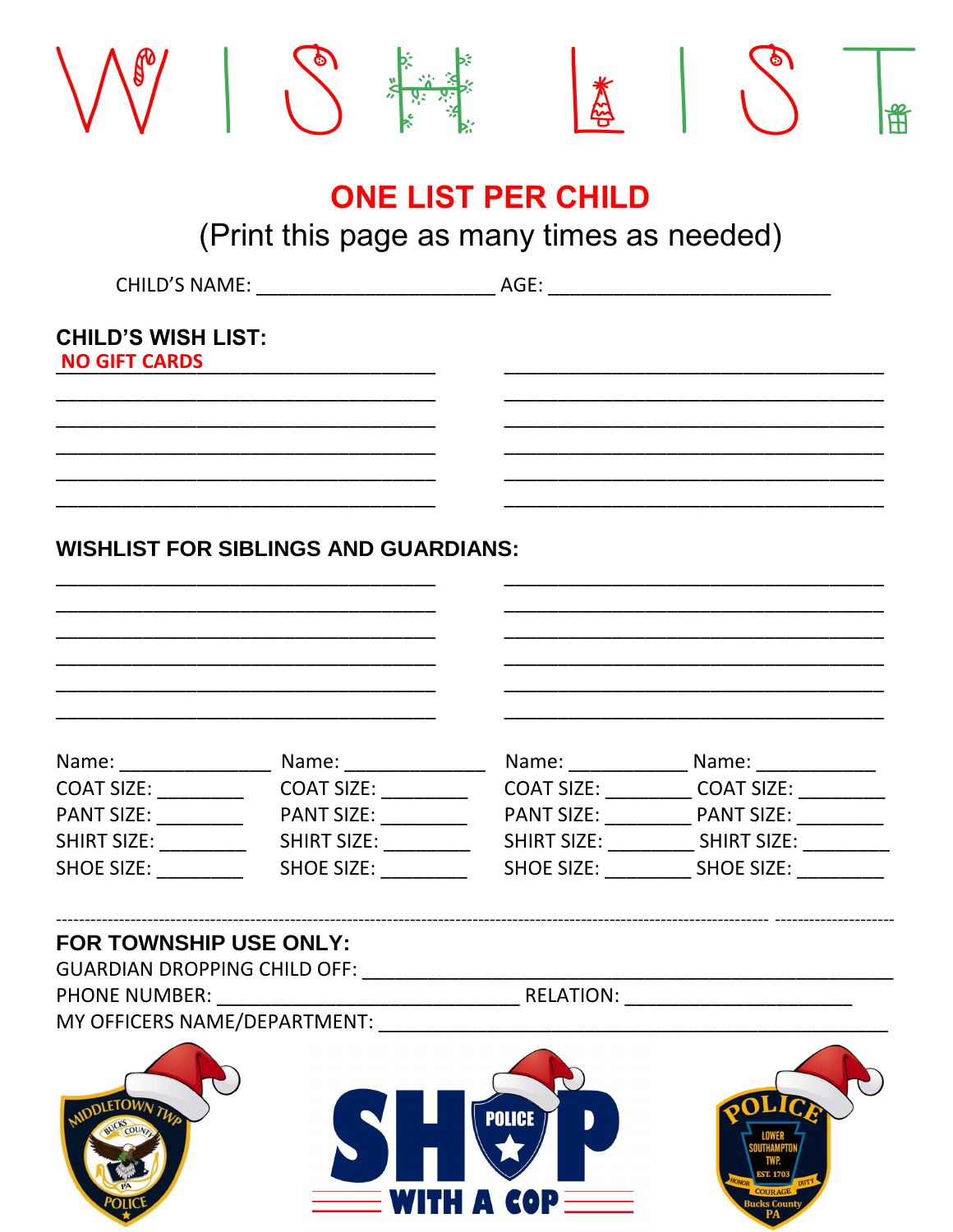# WISH LIST

**ONE LIST PER CHILD**

(Print this page as many times as needed)

CHILD'S NAME: ______________________ AGE: __________________________

**CHILD'S WISH LIST:**

**NO GIFT CARDS**

___________________________________ ___________________________________

___________________________________ ___________________________________

___________________________________ ___________________________________

___________________________________ ___________________________________

___________________________________ ___________________________________

___________________________________ ___________________________________

**WISHLIST FOR SIBLINGS AND GUARDIANS:**

___________________________________ ___________________________________

___________________________________ ___________________________________

___________________________________ ___________________________________

___________________________________ ___________________________________

___________________________________ ___________________________________

___________________________________ ___________________________________

| | | | |
|---|---|---|---|
| Name: _______________ | Name: ______________ | Name: ____________ | Name: ____________ |
| COAT SIZE: ________ | COAT SIZE: ________ | COAT SIZE: ________ | COAT SIZE: ________ |
| PANT SIZE: ________ | PANT SIZE: ________ | PANT SIZE: ________ | PANT SIZE: ________ |
| SHIRT SIZE: ________ | SHIRT SIZE: ________ | SHIRT SIZE: ________ | SHIRT SIZE: ________ |
| SHOE SIZE: ________ | SHOE SIZE: ________ | SHOE SIZE: ________ | SHOE SIZE: ________ |

---

**FOR TOWNSHIP USE ONLY:**

GUARDIAN DROPPING CHILD OFF: _______________________________________________

PHONE NUMBER: ____________________________ RELATION: ______________________

MY OFFICERS NAME/DEPARTMENT: ______________________________________________

MIDDLETOWN TWP BUCKS COUNTY PA POLICE

SHOP WITH A COP

POLICE LOWER SOUTHAMPTON TWP. EST. 1703 HONOR COURAGE DUTY Bucks County PA